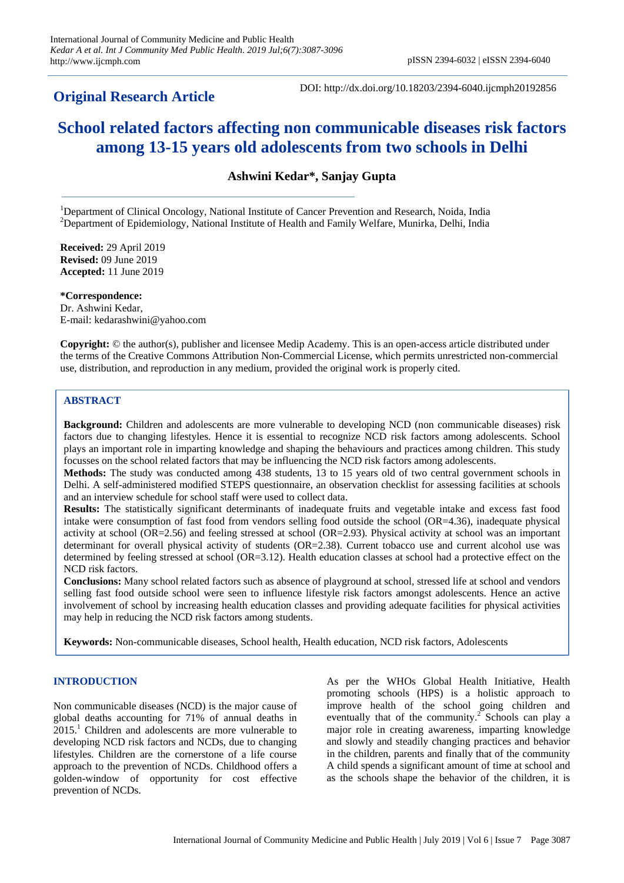**Original Research Article**

DOI: http://dx.doi.org/10.18203/2394-6040.ijcmph20192856

# School related factors affecting non communicable diseases risk factors among 13-15 years old adolescents from two schools in Delhi

**Ashwini Kedar\*, Sanjay Gupta**

[1]Department of Clinical Oncology, National Institute of Cancer Prevention and Research, Noida, India
[2]Department of Epidemiology, National Institute of Health and Family Welfare, Munirka, Delhi, India

**Received:** 29 April 2019
**Revised:** 09 June 2019
**Accepted:** 11 June 2019

**\*Correspondence:**
Dr. Ashwini Kedar,
E-mail: kedarashwini@yahoo.com

**Copyright:** © the author(s), publisher and licensee Medip Academy. This is an open-access article distributed under the terms of the Creative Commons Attribution Non-Commercial License, which permits unrestricted non-commercial use, distribution, and reproduction in any medium, provided the original work is properly cited.

## ABSTRACT

**Background:** Children and adolescents are more vulnerable to developing NCD (non communicable diseases) risk factors due to changing lifestyles. Hence it is essential to recognize NCD risk factors among adolescents. School plays an important role in imparting knowledge and shaping the behaviours and practices among children. This study focusses on the school related factors that may be influencing the NCD risk factors among adolescents.

**Methods:** The study was conducted among 438 students, 13 to 15 years old of two central government schools in Delhi. A self-administered modified STEPS questionnaire, an observation checklist for assessing facilities at schools and an interview schedule for school staff were used to collect data.

**Results:** The statistically significant determinants of inadequate fruits and vegetable intake and excess fast food intake were consumption of fast food from vendors selling food outside the school (OR=4.36), inadequate physical activity at school (OR=2.56) and feeling stressed at school (OR=2.93). Physical activity at school was an important determinant for overall physical activity of students (OR=2.38). Current tobacco use and current alcohol use was determined by feeling stressed at school (OR=3.12). Health education classes at school had a protective effect on the NCD risk factors.

**Conclusions:** Many school related factors such as absence of playground at school, stressed life at school and vendors selling fast food outside school were seen to influence lifestyle risk factors amongst adolescents. Hence an active involvement of school by increasing health education classes and providing adequate facilities for physical activities may help in reducing the NCD risk factors among students.

**Keywords:** Non-communicable diseases, School health, Health education, NCD risk factors, Adolescents

## INTRODUCTION

Non communicable diseases (NCD) is the major cause of global deaths accounting for 71% of annual deaths in 2015.[1] Children and adolescents are more vulnerable to developing NCD risk factors and NCDs, due to changing lifestyles. Children are the cornerstone of a life course approach to the prevention of NCDs. Childhood offers a golden-window of opportunity for cost effective prevention of NCDs.

As per the WHOs Global Health Initiative, Health promoting schools (HPS) is a holistic approach to improve health of the school going children and eventually that of the community.[2] Schools can play a major role in creating awareness, imparting knowledge and slowly and steadily changing practices and behavior in the children, parents and finally that of the community A child spends a significant amount of time at school and as the schools shape the behavior of the children, it is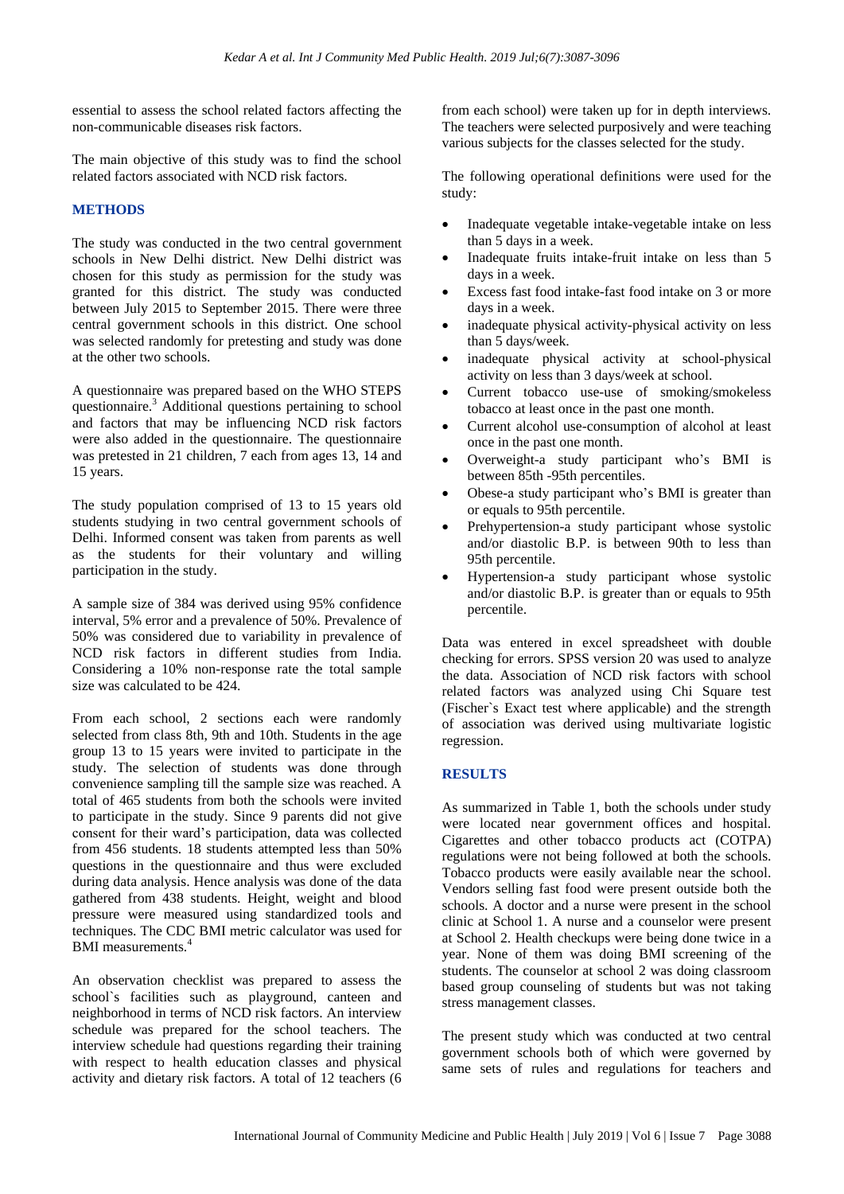essential to assess the school related factors affecting the non-communicable diseases risk factors.

The main objective of this study was to find the school related factors associated with NCD risk factors.

## METHODS

The study was conducted in the two central government schools in New Delhi district. New Delhi district was chosen for this study as permission for the study was granted for this district. The study was conducted between July 2015 to September 2015. There were three central government schools in this district. One school was selected randomly for pretesting and study was done at the other two schools.

A questionnaire was prepared based on the WHO STEPS questionnaire.[3] Additional questions pertaining to school and factors that may be influencing NCD risk factors were also added in the questionnaire. The questionnaire was pretested in 21 children, 7 each from ages 13, 14 and 15 years.

The study population comprised of 13 to 15 years old students studying in two central government schools of Delhi. Informed consent was taken from parents as well as the students for their voluntary and willing participation in the study.

A sample size of 384 was derived using 95% confidence interval, 5% error and a prevalence of 50%. Prevalence of 50% was considered due to variability in prevalence of NCD risk factors in different studies from India. Considering a 10% non-response rate the total sample size was calculated to be 424.

From each school, 2 sections each were randomly selected from class 8th, 9th and 10th. Students in the age group 13 to 15 years were invited to participate in the study. The selection of students was done through convenience sampling till the sample size was reached. A total of 465 students from both the schools were invited to participate in the study. Since 9 parents did not give consent for their ward's participation, data was collected from 456 students. 18 students attempted less than 50% questions in the questionnaire and thus were excluded during data analysis. Hence analysis was done of the data gathered from 438 students. Height, weight and blood pressure were measured using standardized tools and techniques. The CDC BMI metric calculator was used for BMI measurements.[4]

An observation checklist was prepared to assess the school`s facilities such as playground, canteen and neighborhood in terms of NCD risk factors. An interview schedule was prepared for the school teachers. The interview schedule had questions regarding their training with respect to health education classes and physical activity and dietary risk factors. A total of 12 teachers (6 from each school) were taken up for in depth interviews. The teachers were selected purposively and were teaching various subjects for the classes selected for the study.

The following operational definitions were used for the study:

- Inadequate vegetable intake-vegetable intake on less than 5 days in a week.
- Inadequate fruits intake-fruit intake on less than 5 days in a week.
- Excess fast food intake-fast food intake on 3 or more days in a week.
- inadequate physical activity-physical activity on less than 5 days/week.
- inadequate physical activity at school-physical activity on less than 3 days/week at school.
- Current tobacco use-use of smoking/smokeless tobacco at least once in the past one month.
- Current alcohol use-consumption of alcohol at least once in the past one month.
- Overweight-a study participant who's BMI is between 85th -95th percentiles.
- Obese-a study participant who's BMI is greater than or equals to 95th percentile.
- Prehypertension-a study participant whose systolic and/or diastolic B.P. is between 90th to less than 95th percentile.
- Hypertension-a study participant whose systolic and/or diastolic B.P. is greater than or equals to 95th percentile.

Data was entered in excel spreadsheet with double checking for errors. SPSS version 20 was used to analyze the data. Association of NCD risk factors with school related factors was analyzed using Chi Square test (Fischer`s Exact test where applicable) and the strength of association was derived using multivariate logistic regression.

## RESULTS

As summarized in Table 1, both the schools under study were located near government offices and hospital. Cigarettes and other tobacco products act (COTPA) regulations were not being followed at both the schools. Tobacco products were easily available near the school. Vendors selling fast food were present outside both the schools. A doctor and a nurse were present in the school clinic at School 1. A nurse and a counselor were present at School 2. Health checkups were being done twice in a year. None of them was doing BMI screening of the students. The counselor at school 2 was doing classroom based group counseling of students but was not taking stress management classes.

The present study which was conducted at two central government schools both of which were governed by same sets of rules and regulations for teachers and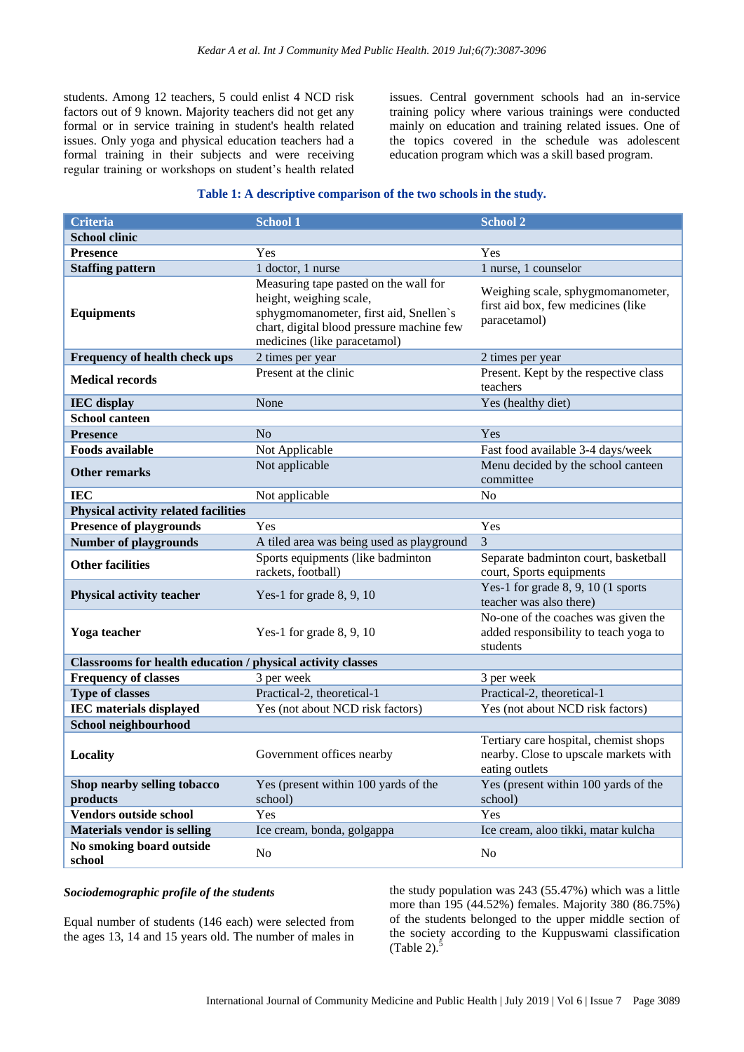students. Among 12 teachers, 5 could enlist 4 NCD risk factors out of 9 known. Majority teachers did not get any formal or in service training in student's health related issues. Only yoga and physical education teachers had a formal training in their subjects and were receiving regular training or workshops on student's health related issues. Central government schools had an in-service training policy where various trainings were conducted mainly on education and training related issues. One of the topics covered in the schedule was adolescent education program which was a skill based program.

**Table 1: A descriptive comparison of the two schools in the study.**

| Criteria | School 1 | School 2 |
|---|---|---|
| **School clinic** | | |
| **Presence** | Yes | Yes |
| **Staffing pattern** | 1 doctor, 1 nurse | 1 nurse, 1 counselor |
| **Equipments** | Measuring tape pasted on the wall for height, weighing scale, sphygmomanometer, first aid, Snellen`s chart, digital blood pressure machine few medicines (like paracetamol) | Weighing scale, sphygmomanometer, first aid box, few medicines (like paracetamol) |
| **Frequency of health check ups** | 2 times per year | 2 times per year |
| **Medical records** | Present at the clinic | Present. Kept by the respective class teachers |
| **IEC display** | None | Yes (healthy diet) |
| **School canteen** | | |
| **Presence** | No | Yes |
| **Foods available** | Not Applicable | Fast food available 3-4 days/week |
| **Other remarks** | Not applicable | Menu decided by the school canteen committee |
| **IEC** | Not applicable | No |
| **Physical activity related facilities** | | |
| **Presence of playgrounds** | Yes | Yes |
| **Number of playgrounds** | A tiled area was being used as playground | 3 |
| **Other facilities** | Sports equipments (like badminton rackets, football) | Separate badminton court, basketball court, Sports equipments |
| **Physical activity teacher** | Yes-1 for grade 8, 9, 10 | Yes-1 for grade 8, 9, 10 (1 sports teacher was also there) |
| **Yoga teacher** | Yes-1 for grade 8, 9, 10 | No-one of the coaches was given the added responsibility to teach yoga to students |
| **Classrooms for health education / physical activity classes** | | |
| **Frequency of classes** | 3 per week | 3 per week |
| **Type of classes** | Practical-2, theoretical-1 | Practical-2, theoretical-1 |
| **IEC materials displayed** | Yes (not about NCD risk factors) | Yes (not about NCD risk factors) |
| **School neighbourhood** | | |
| **Locality** | Government offices nearby | Tertiary care hospital, chemist shops nearby. Close to upscale markets with eating outlets |
| **Shop nearby selling tobacco products** | Yes (present within 100 yards of the school) | Yes (present within 100 yards of the school) |
| **Vendors outside school** | Yes | Yes |
| **Materials vendor is selling** | Ice cream, bonda, golgappa | Ice cream, aloo tikki, matar kulcha |
| **No smoking board outside school** | No | No |

### *Sociodemographic profile of the students*

Equal number of students (146 each) were selected from the ages 13, 14 and 15 years old. The number of males in the study population was 243 (55.47%) which was a little more than 195 (44.52%) females. Majority 380 (86.75%) of the students belonged to the upper middle section of the society according to the Kuppuswami classification (Table 2).[5]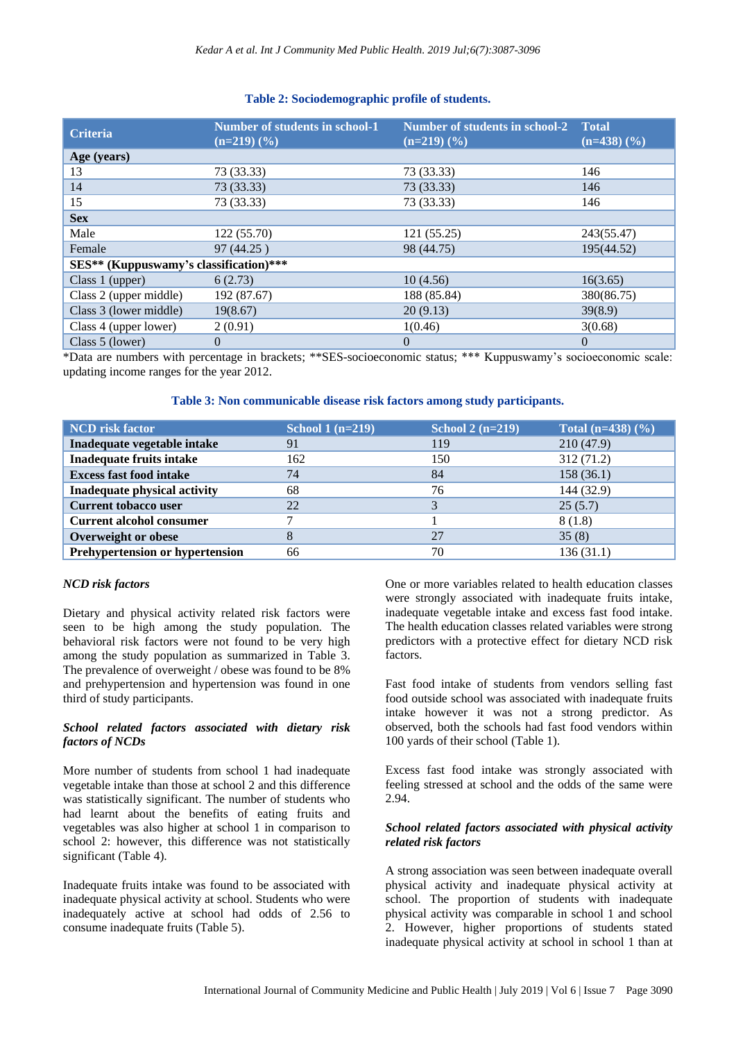**Table 2: Sociodemographic profile of students.**

| Criteria | Number of students in school-1 (n=219) (%) | Number of students in school-2 (n=219) (%) | Total (n=438) (%) |
|---|---|---|---|
| **Age (years)** | | | |
| 13 | 73 (33.33) | 73 (33.33) | 146 |
| 14 | 73 (33.33) | 73 (33.33) | 146 |
| 15 | 73 (33.33) | 73 (33.33) | 146 |
| **Sex** | | | |
| Male | 122 (55.70) | 121 (55.25) | 243(55.47) |
| Female | 97 (44.25 ) | 98 (44.75) | 195(44.52) |
| **SES** (Kuppuswamy's classification)***** | | | |
| Class 1 (upper) | 6 (2.73) | 10 (4.56) | 16(3.65) |
| Class 2 (upper middle) | 192 (87.67) | 188 (85.84) | 380(86.75) |
| Class 3 (lower middle) | 19(8.67) | 20 (9.13) | 39(8.9) |
| Class 4 (upper lower) | 2 (0.91) | 1(0.46) | 3(0.68) |
| Class 5 (lower) | 0 | 0 | 0 |

*Data are numbers with percentage in brackets; **SES-socioeconomic status; *** Kuppuswamy's socioeconomic scale: updating income ranges for the year 2012.

**Table 3: Non communicable disease risk factors among study participants.**

| NCD risk factor | School 1 (n=219) | School 2 (n=219) | Total (n=438) (%) |
|---|---|---|---|
| **Inadequate vegetable intake** | 91 | 119 | 210 (47.9) |
| **Inadequate fruits intake** | 162 | 150 | 312 (71.2) |
| **Excess fast food intake** | 74 | 84 | 158 (36.1) |
| **Inadequate physical activity** | 68 | 76 | 144 (32.9) |
| **Current tobacco user** | 22 | 3 | 25 (5.7) |
| **Current alcohol consumer** | 7 | 1 | 8 (1.8) |
| **Overweight or obese** | 8 | 27 | 35 (8) |
| **Prehypertension or hypertension** | 66 | 70 | 136 (31.1) |

### *NCD risk factors*

Dietary and physical activity related risk factors were seen to be high among the study population. The behavioral risk factors were not found to be very high among the study population as summarized in Table 3. The prevalence of overweight / obese was found to be 8% and prehypertension and hypertension was found in one third of study participants.

### *School related factors associated with dietary risk factors of NCDs*

More number of students from school 1 had inadequate vegetable intake than those at school 2 and this difference was statistically significant. The number of students who had learnt about the benefits of eating fruits and vegetables was also higher at school 1 in comparison to school 2: however, this difference was not statistically significant (Table 4).

Inadequate fruits intake was found to be associated with inadequate physical activity at school. Students who were inadequately active at school had odds of 2.56 to consume inadequate fruits (Table 5).

One or more variables related to health education classes were strongly associated with inadequate fruits intake, inadequate vegetable intake and excess fast food intake. The health education classes related variables were strong predictors with a protective effect for dietary NCD risk factors.

Fast food intake of students from vendors selling fast food outside school was associated with inadequate fruits intake however it was not a strong predictor. As observed, both the schools had fast food vendors within 100 yards of their school (Table 1).

Excess fast food intake was strongly associated with feeling stressed at school and the odds of the same were 2.94.

### *School related factors associated with physical activity related risk factors*

A strong association was seen between inadequate overall physical activity and inadequate physical activity at school. The proportion of students with inadequate physical activity was comparable in school 1 and school 2. However, higher proportions of students stated inadequate physical activity at school in school 1 than at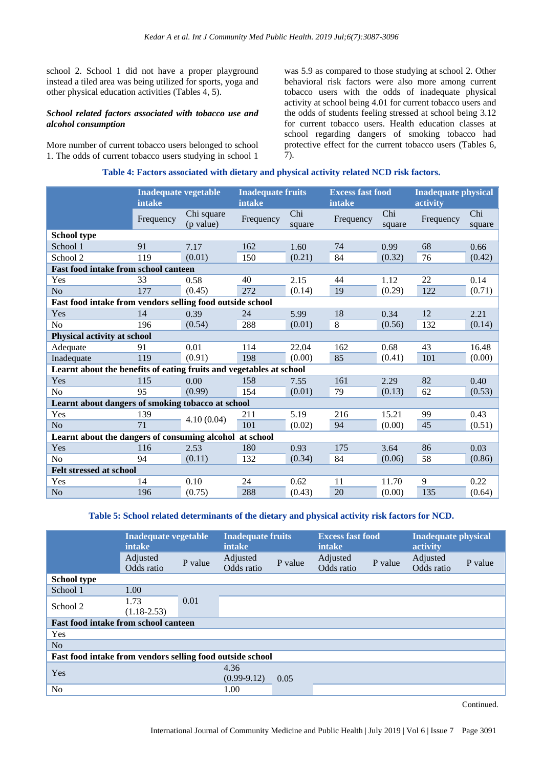school 2. School 1 did not have a proper playground instead a tiled area was being utilized for sports, yoga and other physical education activities (Tables 4, 5).

### *School related factors associated with tobacco use and alcohol consumption*

More number of current tobacco users belonged to school 1. The odds of current tobacco users studying in school 1 was 5.9 as compared to those studying at school 2. Other behavioral risk factors were also more among current tobacco users with the odds of inadequate physical activity at school being 4.01 for current tobacco users and the odds of students feeling stressed at school being 3.12 for current tobacco users. Health education classes at school regarding dangers of smoking tobacco had protective effect for the current tobacco users (Tables 6, 7).

**Table 4: Factors associated with dietary and physical activity related NCD risk factors.**

| | Inadequate vegetable intake | | Inadequate fruits intake | | Excess fast food intake | | Inadequate physical activity | |
|---|---|---|---|---|---|---|---|---|
| | Frequency | Chi square (p value) | Frequency | Chi square | Frequency | Chi square | Frequency | Chi square |
| **School type** | | | | | | | | |
| School 1 | 91 | 7.17 | 162 | 1.60 | 74 | 0.99 | 68 | 0.66 |
| School 2 | 119 | (0.01) | 150 | (0.21) | 84 | (0.32) | 76 | (0.42) |
| **Fast food intake from school canteen** | | | | | | | | |
| Yes | 33 | 0.58 | 40 | 2.15 | 44 | 1.12 | 22 | 0.14 |
| No | 177 | (0.45) | 272 | (0.14) | 19 | (0.29) | 122 | (0.71) |
| **Fast food intake from vendors selling food outside school** | | | | | | | | |
| Yes | 14 | 0.39 | 24 | 5.99 | 18 | 0.34 | 12 | 2.21 |
| No | 196 | (0.54) | 288 | (0.01) | 8 | (0.56) | 132 | (0.14) |
| **Physical activity at school** | | | | | | | | |
| Adequate | 91 | 0.01 | 114 | 22.04 | 162 | 0.68 | 43 | 16.48 |
| Inadequate | 119 | (0.91) | 198 | (0.00) | 85 | (0.41) | 101 | (0.00) |
| **Learnt about the benefits of eating fruits and vegetables at school** | | | | | | | | |
| Yes | 115 | 0.00 | 158 | 7.55 | 161 | 2.29 | 82 | 0.40 |
| No | 95 | (0.99) | 154 | (0.01) | 79 | (0.13) | 62 | (0.53) |
| **Learnt about dangers of smoking tobacco at school** | | | | | | | | |
| Yes | 139 | 4.10 (0.04) | 211 | 5.19 | 216 | 15.21 | 99 | 0.43 |
| No | 71 | | 101 | (0.02) | 94 | (0.00) | 45 | (0.51) |
| **Learnt about the dangers of consuming alcohol at school** | | | | | | | | |
| Yes | 116 | 2.53 | 180 | 0.93 | 175 | 3.64 | 86 | 0.03 |
| No | 94 | (0.11) | 132 | (0.34) | 84 | (0.06) | 58 | (0.86) |
| **Felt stressed at school** | | | | | | | | |
| Yes | 14 | 0.10 | 24 | 0.62 | 11 | 11.70 | 9 | 0.22 |
| No | 196 | (0.75) | 288 | (0.43) | 20 | (0.00) | 135 | (0.64) |

**Table 5: School related determinants of the dietary and physical activity risk factors for NCD.**

| | Inadequate vegetable intake | | Inadequate fruits intake | | Excess fast food intake | | Inadequate physical activity | |
|---|---|---|---|---|---|---|---|---|
| | Adjusted Odds ratio | P value | Adjusted Odds ratio | P value | Adjusted Odds ratio | P value | Adjusted Odds ratio | P value |
| **School type** | | | | | | | | |
| School 1 | 1.00 | | | | | | | |
| School 2 | 1.73 (1.18-2.53) | 0.01 | | | | | | |
| **Fast food intake from school canteen** | | | | | | | | |
| Yes | | | | | | | | |
| No | | | | | | | | |
| **Fast food intake from vendors selling food outside school** | | | | | | | | |
| Yes | | | 4.36 (0.99-9.12) | 0.05 | | | | |
| No | | | 1.00 | | | | | |

Continued.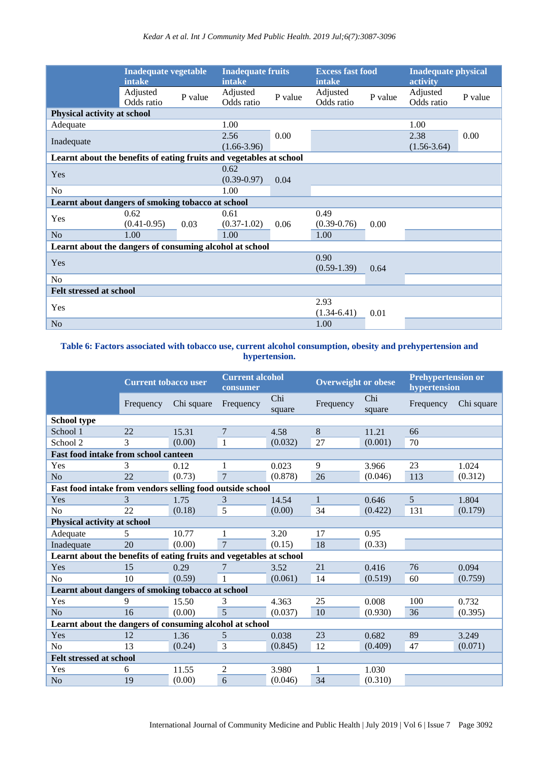| | Inadequate vegetable intake | | Inadequate fruits intake | | Excess fast food intake | | Inadequate physical activity | |
|---|---|---|---|---|---|---|---|---|
| | Adjusted Odds ratio | P value | Adjusted Odds ratio | P value | Adjusted Odds ratio | P value | Adjusted Odds ratio | P value |
| **Physical activity at school** | | | | | | | | |
| Adequate | | | 1.00 | | | | 1.00 | |
| Inadequate | | | 2.56 (1.66-3.96) | 0.00 | | | 2.38 (1.56-3.64) | 0.00 |
| **Learnt about the benefits of eating fruits and vegetables at school** | | | | | | | | |
| Yes | | | 0.62 (0.39-0.97) | 0.04 | | | | |
| No | | | 1.00 | | | | | |
| **Learnt about dangers of smoking tobacco at school** | | | | | | | | |
| Yes | 0.62 (0.41-0.95) | 0.03 | 0.61 (0.37-1.02) | 0.06 | 0.49 (0.39-0.76) | 0.00 | | |
| No | 1.00 | | 1.00 | | 1.00 | | | |
| **Learnt about the dangers of consuming alcohol at school** | | | | | | | | |
| Yes | | | | | 0.90 (0.59-1.39) | 0.64 | | |
| No | | | | | | | | |
| **Felt stressed at school** | | | | | | | | |
| Yes | | | | | 2.93 (1.34-6.41) | 0.01 | | |
| No | | | | | 1.00 | | | |

**Table 6: Factors associated with tobacco use, current alcohol consumption, obesity and prehypertension and hypertension.**

| | Current tobacco user | | Current alcohol consumer | | Overweight or obese | | Prehypertension or hypertension | |
|---|---|---|---|---|---|---|---|---|
| | Frequency | Chi square | Frequency | Chi square | Frequency | Chi square | Frequency | Chi square |
| **School type** | | | | | | | | |
| School 1 | 22 | 15.31 | 7 | 4.58 | 8 | 11.21 | 66 | |
| School 2 | 3 | (0.00) | 1 | (0.032) | 27 | (0.001) | 70 | |
| **Fast food intake from school canteen** | | | | | | | | |
| Yes | 3 | 0.12 | 1 | 0.023 | 9 | 3.966 | 23 | 1.024 |
| No | 22 | (0.73) | 7 | (0.878) | 26 | (0.046) | 113 | (0.312) |
| **Fast food intake from vendors selling food outside school** | | | | | | | | |
| Yes | 3 | 1.75 | 3 | 14.54 | 1 | 0.646 | 5 | 1.804 |
| No | 22 | (0.18) | 5 | (0.00) | 34 | (0.422) | 131 | (0.179) |
| **Physical activity at school** | | | | | | | | |
| Adequate | 5 | 10.77 | 1 | 3.20 | 17 | 0.95 | | |
| Inadequate | 20 | (0.00) | 7 | (0.15) | 18 | (0.33) | | |
| **Learnt about the benefits of eating fruits and vegetables at school** | | | | | | | | |
| Yes | 15 | 0.29 | 7 | 3.52 | 21 | 0.416 | 76 | 0.094 |
| No | 10 | (0.59) | 1 | (0.061) | 14 | (0.519) | 60 | (0.759) |
| **Learnt about dangers of smoking tobacco at school** | | | | | | | | |
| Yes | 9 | 15.50 | 3 | 4.363 | 25 | 0.008 | 100 | 0.732 |
| No | 16 | (0.00) | 5 | (0.037) | 10 | (0.930) | 36 | (0.395) |
| **Learnt about the dangers of consuming alcohol at school** | | | | | | | | |
| Yes | 12 | 1.36 | 5 | 0.038 | 23 | 0.682 | 89 | 3.249 |
| No | 13 | (0.24) | 3 | (0.845) | 12 | (0.409) | 47 | (0.071) |
| **Felt stressed at school** | | | | | | | | |
| Yes | 6 | 11.55 | 2 | 3.980 | 1 | 1.030 | | |
| No | 19 | (0.00) | 6 | (0.046) | 34 | (0.310) | | |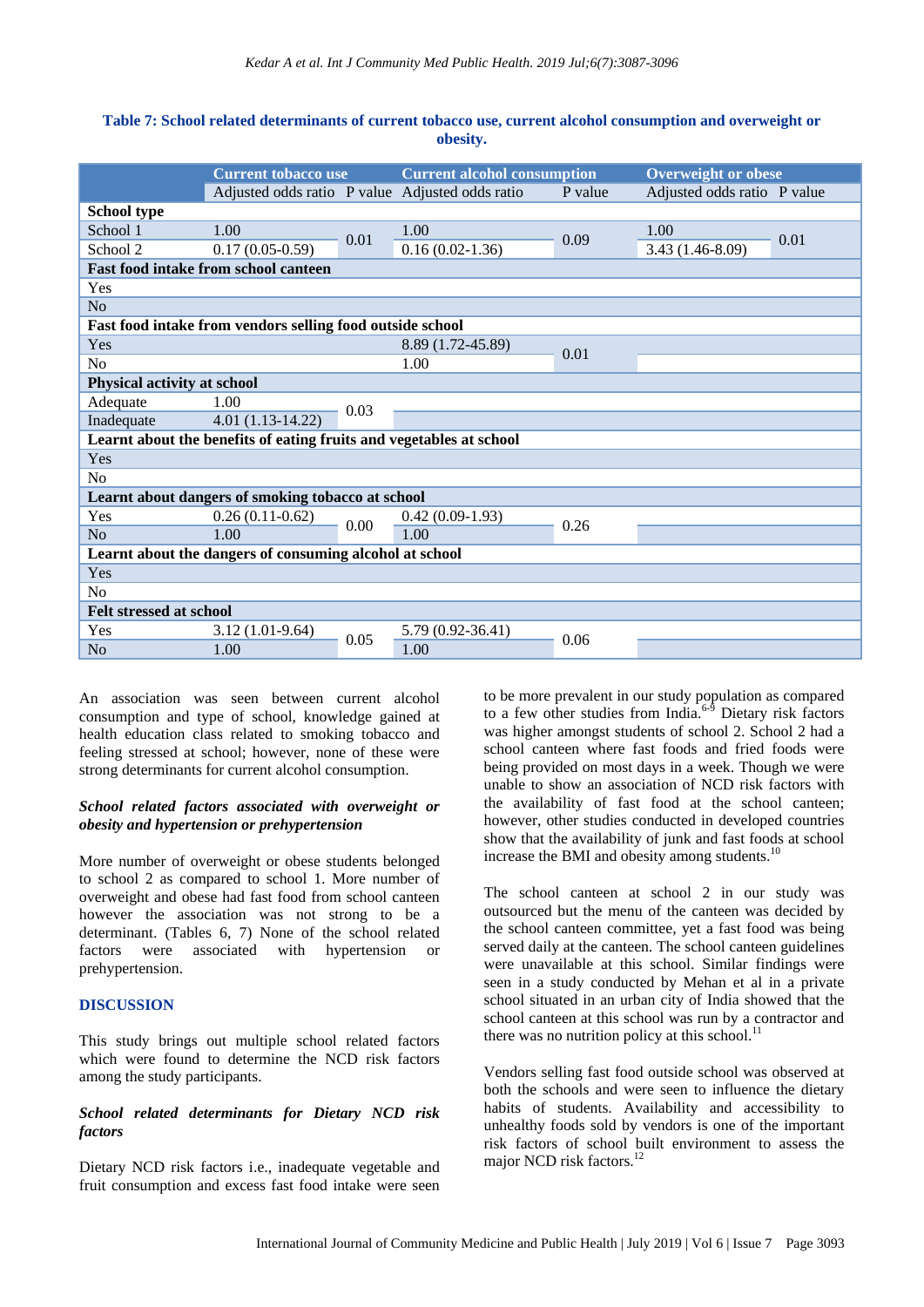**Table 7: School related determinants of current tobacco use, current alcohol consumption and overweight or obesity.**

| | Current tobacco use | | Current alcohol consumption | | Overweight or obese | |
|---|---|---|---|---|---|---|
| | Adjusted odds ratio | P value | Adjusted odds ratio | P value | Adjusted odds ratio | P value |
| **School type** | | | | | | |
| School 1 | 1.00 | 0.01 | 1.00 | 0.09 | 1.00 | 0.01 |
| School 2 | 0.17 (0.05-0.59) | | 0.16 (0.02-1.36) | | 3.43 (1.46-8.09) | |
| **Fast food intake from school canteen** | | | | | | |
| Yes | | | | | | |
| No | | | | | | |
| **Fast food intake from vendors selling food outside school** | | | | | | |
| Yes | | | 8.89 (1.72-45.89) | 0.01 | | |
| No | | | 1.00 | | | |
| **Physical activity at school** | | | | | | |
| Adequate | 1.00 | 0.03 | | | | |
| Inadequate | 4.01 (1.13-14.22) | | | | | |
| **Learnt about the benefits of eating fruits and vegetables at school** | | | | | | |
| Yes | | | | | | |
| No | | | | | | |
| **Learnt about dangers of smoking tobacco at school** | | | | | | |
| Yes | 0.26 (0.11-0.62) | 0.00 | 0.42 (0.09-1.93) | 0.26 | | |
| No | 1.00 | | 1.00 | | | |
| **Learnt about the dangers of consuming alcohol at school** | | | | | | |
| Yes | | | | | | |
| No | | | | | | |
| **Felt stressed at school** | | | | | | |
| Yes | 3.12 (1.01-9.64) | 0.05 | 5.79 (0.92-36.41) | 0.06 | | |
| No | 1.00 | | 1.00 | | | |

An association was seen between current alcohol consumption and type of school, knowledge gained at health education class related to smoking tobacco and feeling stressed at school; however, none of these were strong determinants for current alcohol consumption.

### *School related factors associated with overweight or obesity and hypertension or prehypertension*

More number of overweight or obese students belonged to school 2 as compared to school 1. More number of overweight and obese had fast food from school canteen however the association was not strong to be a determinant. (Tables 6, 7) None of the school related factors were associated with hypertension or prehypertension.

## DISCUSSION

This study brings out multiple school related factors which were found to determine the NCD risk factors among the study participants.

### *School related determinants for Dietary NCD risk factors*

Dietary NCD risk factors i.e., inadequate vegetable and fruit consumption and excess fast food intake were seen to be more prevalent in our study population as compared to a few other studies from India.[6-9] Dietary risk factors was higher amongst students of school 2. School 2 had a school canteen where fast foods and fried foods were being provided on most days in a week. Though we were unable to show an association of NCD risk factors with the availability of fast food at the school canteen; however, other studies conducted in developed countries show that the availability of junk and fast foods at school increase the BMI and obesity among students.[10]

The school canteen at school 2 in our study was outsourced but the menu of the canteen was decided by the school canteen committee, yet a fast food was being served daily at the canteen. The school canteen guidelines were unavailable at this school. Similar findings were seen in a study conducted by Mehan et al in a private school situated in an urban city of India showed that the school canteen at this school was run by a contractor and there was no nutrition policy at this school.[11]

Vendors selling fast food outside school was observed at both the schools and were seen to influence the dietary habits of students. Availability and accessibility to unhealthy foods sold by vendors is one of the important risk factors of school built environment to assess the major NCD risk factors.[12]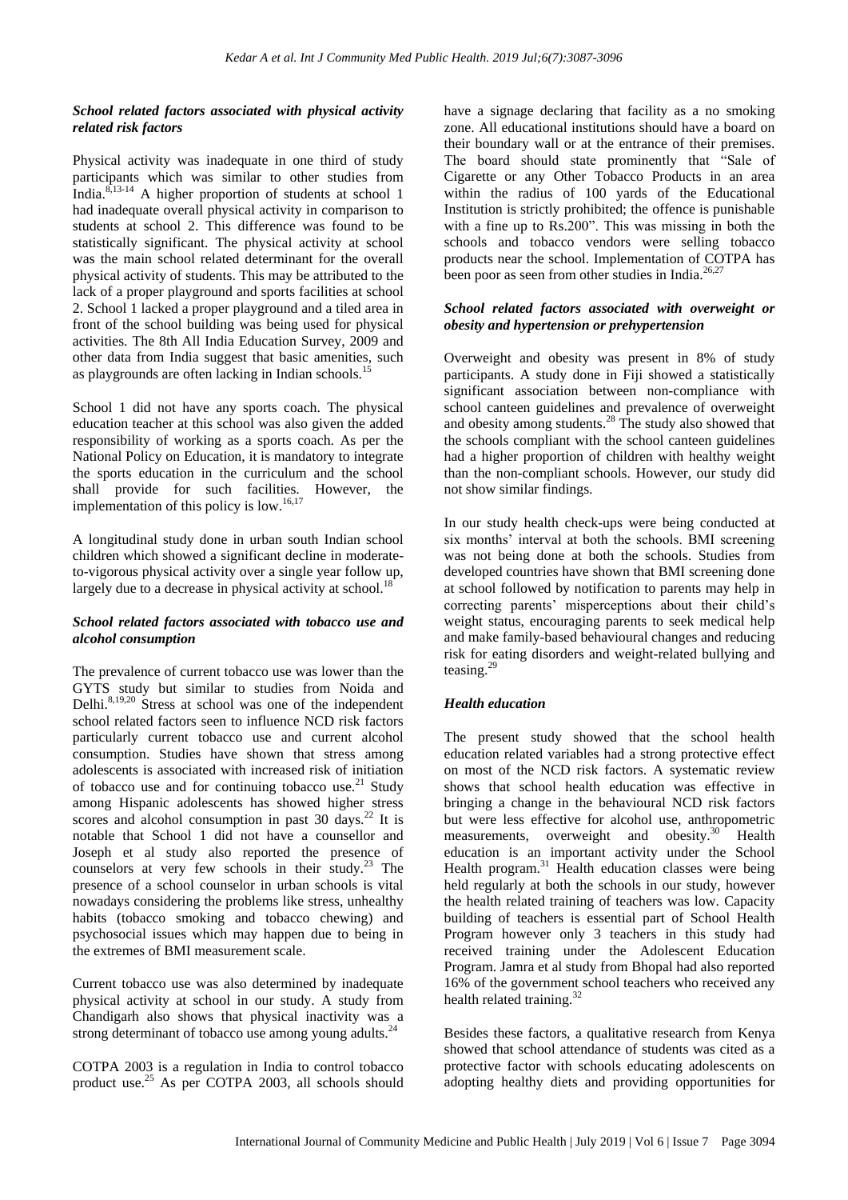### *School related factors associated with physical activity related risk factors*

Physical activity was inadequate in one third of study participants which was similar to other studies from India.[8,13-14] A higher proportion of students at school 1 had inadequate overall physical activity in comparison to students at school 2. This difference was found to be statistically significant. The physical activity at school was the main school related determinant for the overall physical activity of students. This may be attributed to the lack of a proper playground and sports facilities at school 2. School 1 lacked a proper playground and a tiled area in front of the school building was being used for physical activities. The 8th All India Education Survey, 2009 and other data from India suggest that basic amenities, such as playgrounds are often lacking in Indian schools.[15]

School 1 did not have any sports coach. The physical education teacher at this school was also given the added responsibility of working as a sports coach. As per the National Policy on Education, it is mandatory to integrate the sports education in the curriculum and the school shall provide for such facilities. However, the implementation of this policy is low.[16,17]

A longitudinal study done in urban south Indian school children which showed a significant decline in moderate-to-vigorous physical activity over a single year follow up, largely due to a decrease in physical activity at school.[18]

### *School related factors associated with tobacco use and alcohol consumption*

The prevalence of current tobacco use was lower than the GYTS study but similar to studies from Noida and Delhi.[8,19,20] Stress at school was one of the independent school related factors seen to influence NCD risk factors particularly current tobacco use and current alcohol consumption. Studies have shown that stress among adolescents is associated with increased risk of initiation of tobacco use and for continuing tobacco use.[21] Study among Hispanic adolescents has showed higher stress scores and alcohol consumption in past 30 days.[22] It is notable that School 1 did not have a counsellor and Joseph et al study also reported the presence of counselors at very few schools in their study.[23] The presence of a school counselor in urban schools is vital nowadays considering the problems like stress, unhealthy habits (tobacco smoking and tobacco chewing) and psychosocial issues which may happen due to being in the extremes of BMI measurement scale.

Current tobacco use was also determined by inadequate physical activity at school in our study. A study from Chandigarh also shows that physical inactivity was a strong determinant of tobacco use among young adults.[24]

COTPA 2003 is a regulation in India to control tobacco product use.[25] As per COTPA 2003, all schools should have a signage declaring that facility as a no smoking zone. All educational institutions should have a board on their boundary wall or at the entrance of their premises. The board should state prominently that "Sale of Cigarette or any Other Tobacco Products in an area within the radius of 100 yards of the Educational Institution is strictly prohibited; the offence is punishable with a fine up to Rs.200". This was missing in both the schools and tobacco vendors were selling tobacco products near the school. Implementation of COTPA has been poor as seen from other studies in India.[26,27]

### *School related factors associated with overweight or obesity and hypertension or prehypertension*

Overweight and obesity was present in 8% of study participants. A study done in Fiji showed a statistically significant association between non-compliance with school canteen guidelines and prevalence of overweight and obesity among students.[28] The study also showed that the schools compliant with the school canteen guidelines had a higher proportion of children with healthy weight than the non-compliant schools. However, our study did not show similar findings.

In our study health check-ups were being conducted at six months' interval at both the schools. BMI screening was not being done at both the schools. Studies from developed countries have shown that BMI screening done at school followed by notification to parents may help in correcting parents' misperceptions about their child's weight status, encouraging parents to seek medical help and make family-based behavioural changes and reducing risk for eating disorders and weight-related bullying and teasing.[29]

### *Health education*

The present study showed that the school health education related variables had a strong protective effect on most of the NCD risk factors. A systematic review shows that school health education was effective in bringing a change in the behavioural NCD risk factors but were less effective for alcohol use, anthropometric measurements, overweight and obesity.[30] Health education is an important activity under the School Health program.[31] Health education classes were being held regularly at both the schools in our study, however the health related training of teachers was low. Capacity building of teachers is essential part of School Health Program however only 3 teachers in this study had received training under the Adolescent Education Program. Jamra et al study from Bhopal had also reported 16% of the government school teachers who received any health related training.[32]

Besides these factors, a qualitative research from Kenya showed that school attendance of students was cited as a protective factor with schools educating adolescents on adopting healthy diets and providing opportunities for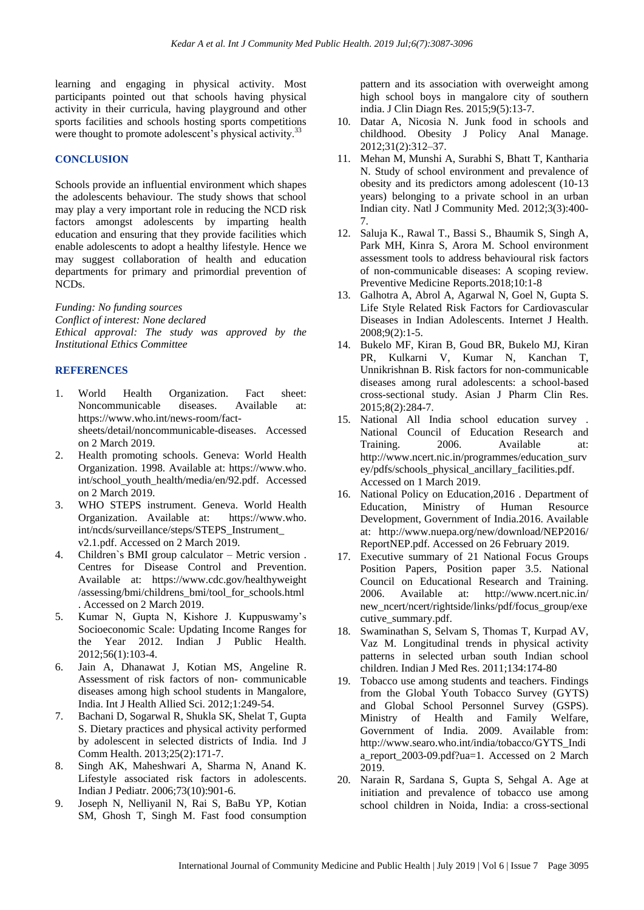learning and engaging in physical activity. Most participants pointed out that schools having physical activity in their curricula, having playground and other sports facilities and schools hosting sports competitions were thought to promote adolescent's physical activity.[33]

## CONCLUSION

Schools provide an influential environment which shapes the adolescents behaviour. The study shows that school may play a very important role in reducing the NCD risk factors amongst adolescents by imparting health education and ensuring that they provide facilities which enable adolescents to adopt a healthy lifestyle. Hence we may suggest collaboration of health and education departments for primary and primordial prevention of NCDs.

*Funding: No funding sources*
*Conflict of interest: None declared*
*Ethical approval: The study was approved by the Institutional Ethics Committee*

## REFERENCES

1. World Health Organization. Fact sheet: Noncommunicable diseases. Available at: https://www.who.int/news-room/fact-sheets/detail/noncommunicable-diseases. Accessed on 2 March 2019.
2. Health promoting schools. Geneva: World Health Organization. 1998. Available at: https://www.who.int/school_youth_health/media/en/92.pdf. Accessed on 2 March 2019.
3. WHO STEPS instrument. Geneva. World Health Organization. Available at: https://www.who.int/ncds/surveillance/steps/STEPS_Instrument_v2.1.pdf. Accessed on 2 March 2019.
4. Children`s BMI group calculator – Metric version . Centres for Disease Control and Prevention. Available at: https://www.cdc.gov/healthyweight/assessing/bmi/childrens_bmi/tool_for_schools.html . Accessed on 2 March 2019.
5. Kumar N, Gupta N, Kishore J. Kuppuswamy's Socioeconomic Scale: Updating Income Ranges for the Year 2012. Indian J Public Health. 2012;56(1):103-4.
6. Jain A, Dhanawat J, Kotian MS, Angeline R. Assessment of risk factors of non- communicable diseases among high school students in Mangalore, India. Int J Health Allied Sci. 2012;1:249-54.
7. Bachani D, Sogarwal R, Shukla SK, Shelat T, Gupta S. Dietary practices and physical activity performed by adolescent in selected districts of India. Ind J Comm Health. 2013;25(2):171-7.
8. Singh AK, Maheshwari A, Sharma N, Anand K. Lifestyle associated risk factors in adolescents. Indian J Pediatr. 2006;73(10):901-6.
9. Joseph N, Nelliyanil N, Rai S, BaBu YP, Kotian SM, Ghosh T, Singh M. Fast food consumption pattern and its association with overweight among high school boys in mangalore city of southern india. J Clin Diagn Res. 2015;9(5):13-7.
10. Datar A, Nicosia N. Junk food in schools and childhood. Obesity J Policy Anal Manage. 2012;31(2):312–37.
11. Mehan M, Munshi A, Surabhi S, Bhatt T, Kantharia N. Study of school environment and prevalence of obesity and its predictors among adolescent (10-13 years) belonging to a private school in an urban Indian city. Natl J Community Med. 2012;3(3):400-7.
12. Saluja K., Rawal T., Bassi S., Bhaumik S, Singh A, Park MH, Kinra S, Arora M. School environment assessment tools to address behavioural risk factors of non-communicable diseases: A scoping review. Preventive Medicine Reports.2018;10:1-8
13. Galhotra A, Abrol A, Agarwal N, Goel N, Gupta S. Life Style Related Risk Factors for Cardiovascular Diseases in Indian Adolescents. Internet J Health. 2008;9(2):1-5.
14. Bukelo MF, Kiran B, Goud BR, Bukelo MJ, Kiran PR, Kulkarni V, Kumar N, Kanchan T, Unnikrishnan B. Risk factors for non-communicable diseases among rural adolescents: a school-based cross-sectional study. Asian J Pharm Clin Res. 2015;8(2):284-7.
15. National All India school education survey . National Council of Education Research and Training. 2006. Available at: http://www.ncert.nic.in/programmes/education_survey/pdfs/schools_physical_ancillary_facilities.pdf. Accessed on 1 March 2019.
16. National Policy on Education,2016 . Department of Education, Ministry of Human Resource Development, Government of India.2016. Available at: http://www.nuepa.org/new/download/NEP2016/ReportNEP.pdf. Accessed on 26 February 2019.
17. Executive summary of 21 National Focus Groups Position Papers, Position paper 3.5. National Council on Educational Research and Training. 2006. Available at: http://www.ncert.nic.in/new_ncert/ncert/rightside/links/pdf/focus_group/executive_summary.pdf.
18. Swaminathan S, Selvam S, Thomas T, Kurpad AV, Vaz M. Longitudinal trends in physical activity patterns in selected urban south Indian school children. Indian J Med Res. 2011;134:174-80
19. Tobacco use among students and teachers. Findings from the Global Youth Tobacco Survey (GYTS) and Global School Personnel Survey (GSPS). Ministry of Health and Family Welfare, Government of India. 2009. Available from: http://www.searo.who.int/india/tobacco/GYTS_India_report_2003-09.pdf?ua=1. Accessed on 2 March 2019.
20. Narain R, Sardana S, Gupta S, Sehgal A. Age at initiation and prevalence of tobacco use among school children in Noida, India: a cross-sectional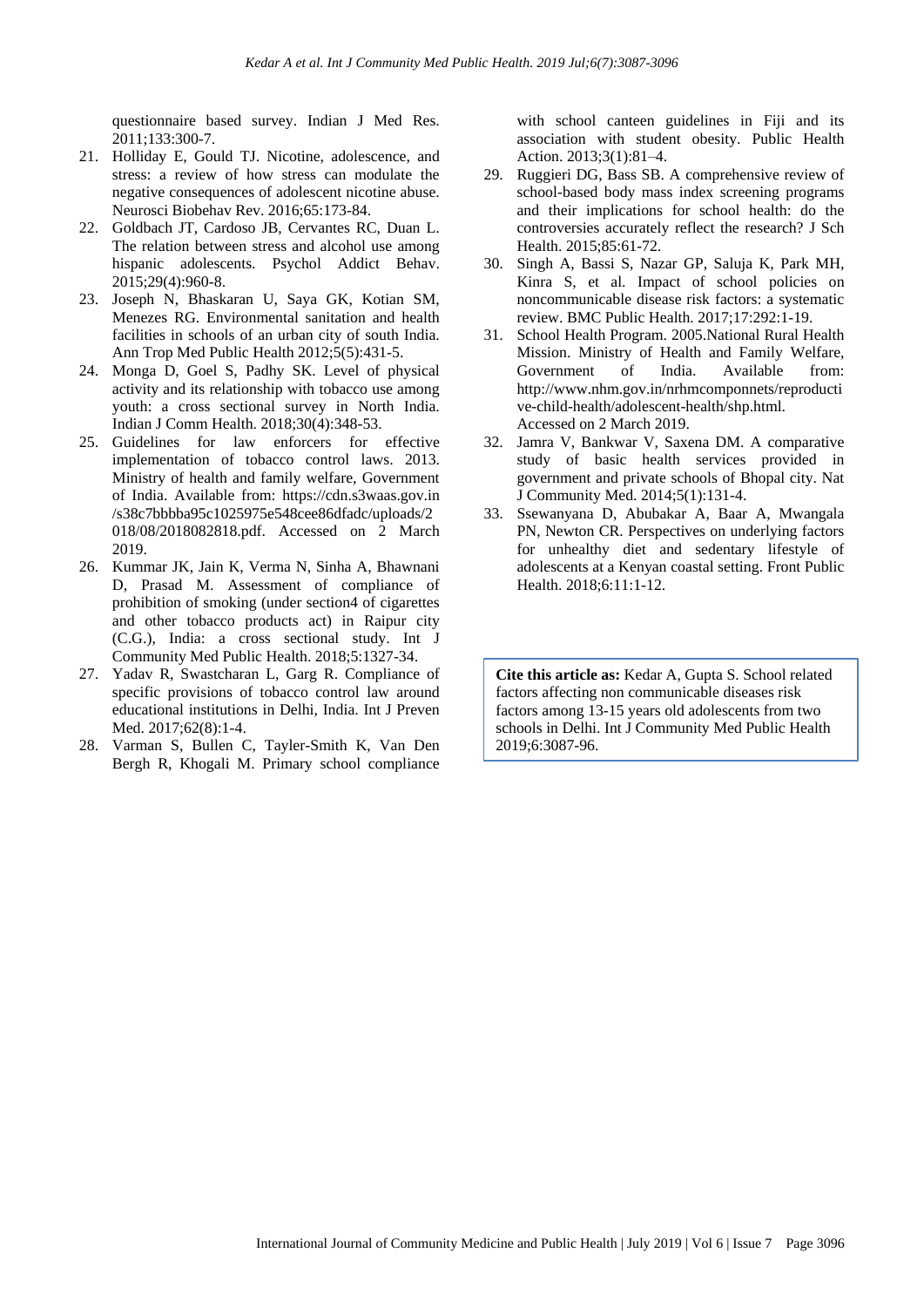questionnaire based survey. Indian J Med Res. 2011;133:300-7.

21. Holliday E, Gould TJ. Nicotine, adolescence, and stress: a review of how stress can modulate the negative consequences of adolescent nicotine abuse. Neurosci Biobehav Rev. 2016;65:173-84.
22. Goldbach JT, Cardoso JB, Cervantes RC, Duan L. The relation between stress and alcohol use among hispanic adolescents. Psychol Addict Behav. 2015;29(4):960-8.
23. Joseph N, Bhaskaran U, Saya GK, Kotian SM, Menezes RG. Environmental sanitation and health facilities in schools of an urban city of south India. Ann Trop Med Public Health 2012;5(5):431-5.
24. Monga D, Goel S, Padhy SK. Level of physical activity and its relationship with tobacco use among youth: a cross sectional survey in North India. Indian J Comm Health. 2018;30(4):348-53.
25. Guidelines for law enforcers for effective implementation of tobacco control laws. 2013. Ministry of health and family welfare, Government of India. Available from: https://cdn.s3waas.gov.in/s38c7bbbba95c1025975e548cee86dfadc/uploads/2018/08/2018082818.pdf. Accessed on 2 March 2019.
26. Kummar JK, Jain K, Verma N, Sinha A, Bhawnani D, Prasad M. Assessment of compliance of prohibition of smoking (under section4 of cigarettes and other tobacco products act) in Raipur city (C.G.), India: a cross sectional study. Int J Community Med Public Health. 2018;5:1327-34.
27. Yadav R, Swastcharan L, Garg R. Compliance of specific provisions of tobacco control law around educational institutions in Delhi, India. Int J Preven Med. 2017;62(8):1-4.
28. Varman S, Bullen C, Tayler-Smith K, Van Den Bergh R, Khogali M. Primary school compliance with school canteen guidelines in Fiji and its association with student obesity. Public Health Action. 2013;3(1):81–4.
29. Ruggieri DG, Bass SB. A comprehensive review of school-based body mass index screening programs and their implications for school health: do the controversies accurately reflect the research? J Sch Health. 2015;85:61-72.
30. Singh A, Bassi S, Nazar GP, Saluja K, Park MH, Kinra S, et al. Impact of school policies on noncommunicable disease risk factors: a systematic review. BMC Public Health. 2017;17:292:1-19.
31. School Health Program. 2005.National Rural Health Mission. Ministry of Health and Family Welfare, Government of India. Available from: http://www.nhm.gov.in/nrhmcomponnets/reproductive-child-health/adolescent-health/shp.html. Accessed on 2 March 2019.
32. Jamra V, Bankwar V, Saxena DM. A comparative study of basic health services provided in government and private schools of Bhopal city. Nat J Community Med. 2014;5(1):131-4.
33. Ssewanyana D, Abubakar A, Baar A, Mwangala PN, Newton CR. Perspectives on underlying factors for unhealthy diet and sedentary lifestyle of adolescents at a Kenyan coastal setting. Front Public Health. 2018;6:11:1-12.

**Cite this article as:** Kedar A, Gupta S. School related factors affecting non communicable diseases risk factors among 13-15 years old adolescents from two schools in Delhi. Int J Community Med Public Health 2019;6:3087-96.